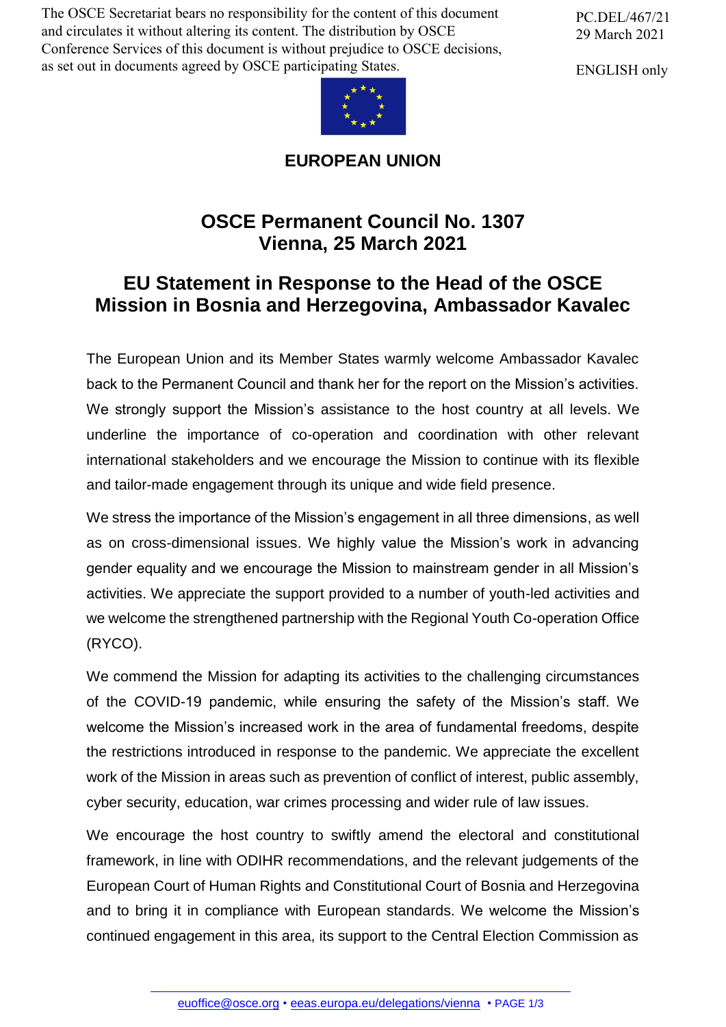The OSCE Secretariat bears no responsibility for the content of this document and circulates it without altering its content. The distribution by OSCE Conference Services of this document is without prejudice to OSCE decisions, as set out in documents agreed by OSCE participating States.

PC.DEL/467/21
29 March 2021

ENGLISH only

**EUROPEAN UNION**

# OSCE Permanent Council No. 1307
# Vienna, 25 March 2021

## EU Statement in Response to the Head of the OSCE Mission in Bosnia and Herzegovina, Ambassador Kavalec

The European Union and its Member States warmly welcome Ambassador Kavalec back to the Permanent Council and thank her for the report on the Mission's activities. We strongly support the Mission's assistance to the host country at all levels. We underline the importance of co-operation and coordination with other relevant international stakeholders and we encourage the Mission to continue with its flexible and tailor-made engagement through its unique and wide field presence.

We stress the importance of the Mission's engagement in all three dimensions, as well as on cross-dimensional issues. We highly value the Mission's work in advancing gender equality and we encourage the Mission to mainstream gender in all Mission's activities. We appreciate the support provided to a number of youth-led activities and we welcome the strengthened partnership with the Regional Youth Co-operation Office (RYCO).

We commend the Mission for adapting its activities to the challenging circumstances of the COVID-19 pandemic, while ensuring the safety of the Mission's staff. We welcome the Mission's increased work in the area of fundamental freedoms, despite the restrictions introduced in response to the pandemic. We appreciate the excellent work of the Mission in areas such as prevention of conflict of interest, public assembly, cyber security, education, war crimes processing and wider rule of law issues.

We encourage the host country to swiftly amend the electoral and constitutional framework, in line with ODIHR recommendations, and the relevant judgements of the European Court of Human Rights and Constitutional Court of Bosnia and Herzegovina and to bring it in compliance with European standards. We welcome the Mission's continued engagement in this area, its support to the Central Election Commission as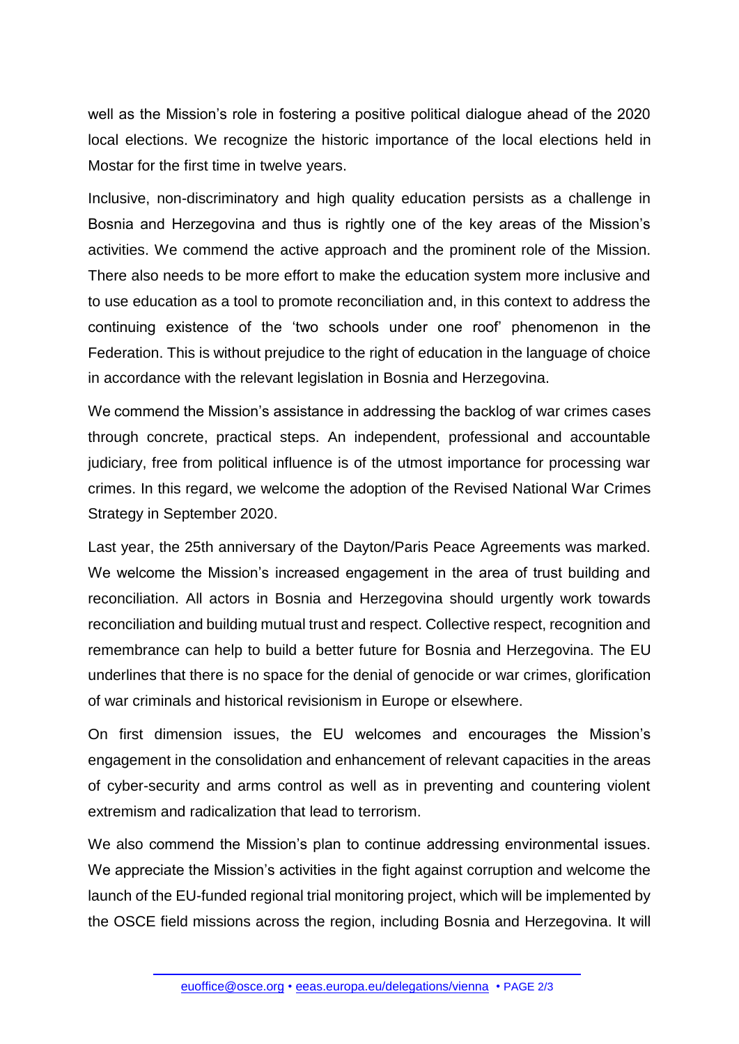well as the Mission's role in fostering a positive political dialogue ahead of the 2020 local elections. We recognize the historic importance of the local elections held in Mostar for the first time in twelve years.

Inclusive, non-discriminatory and high quality education persists as a challenge in Bosnia and Herzegovina and thus is rightly one of the key areas of the Mission's activities. We commend the active approach and the prominent role of the Mission. There also needs to be more effort to make the education system more inclusive and to use education as a tool to promote reconciliation and, in this context to address the continuing existence of the 'two schools under one roof' phenomenon in the Federation. This is without prejudice to the right of education in the language of choice in accordance with the relevant legislation in Bosnia and Herzegovina.

We commend the Mission's assistance in addressing the backlog of war crimes cases through concrete, practical steps. An independent, professional and accountable judiciary, free from political influence is of the utmost importance for processing war crimes. In this regard, we welcome the adoption of the Revised National War Crimes Strategy in September 2020.

Last year, the 25th anniversary of the Dayton/Paris Peace Agreements was marked. We welcome the Mission's increased engagement in the area of trust building and reconciliation. All actors in Bosnia and Herzegovina should urgently work towards reconciliation and building mutual trust and respect. Collective respect, recognition and remembrance can help to build a better future for Bosnia and Herzegovina. The EU underlines that there is no space for the denial of genocide or war crimes, glorification of war criminals and historical revisionism in Europe or elsewhere.

On first dimension issues, the EU welcomes and encourages the Mission's engagement in the consolidation and enhancement of relevant capacities in the areas of cyber-security and arms control as well as in preventing and countering violent extremism and radicalization that lead to terrorism.

We also commend the Mission's plan to continue addressing environmental issues. We appreciate the Mission's activities in the fight against corruption and welcome the launch of the EU-funded regional trial monitoring project, which will be implemented by the OSCE field missions across the region, including Bosnia and Herzegovina. It will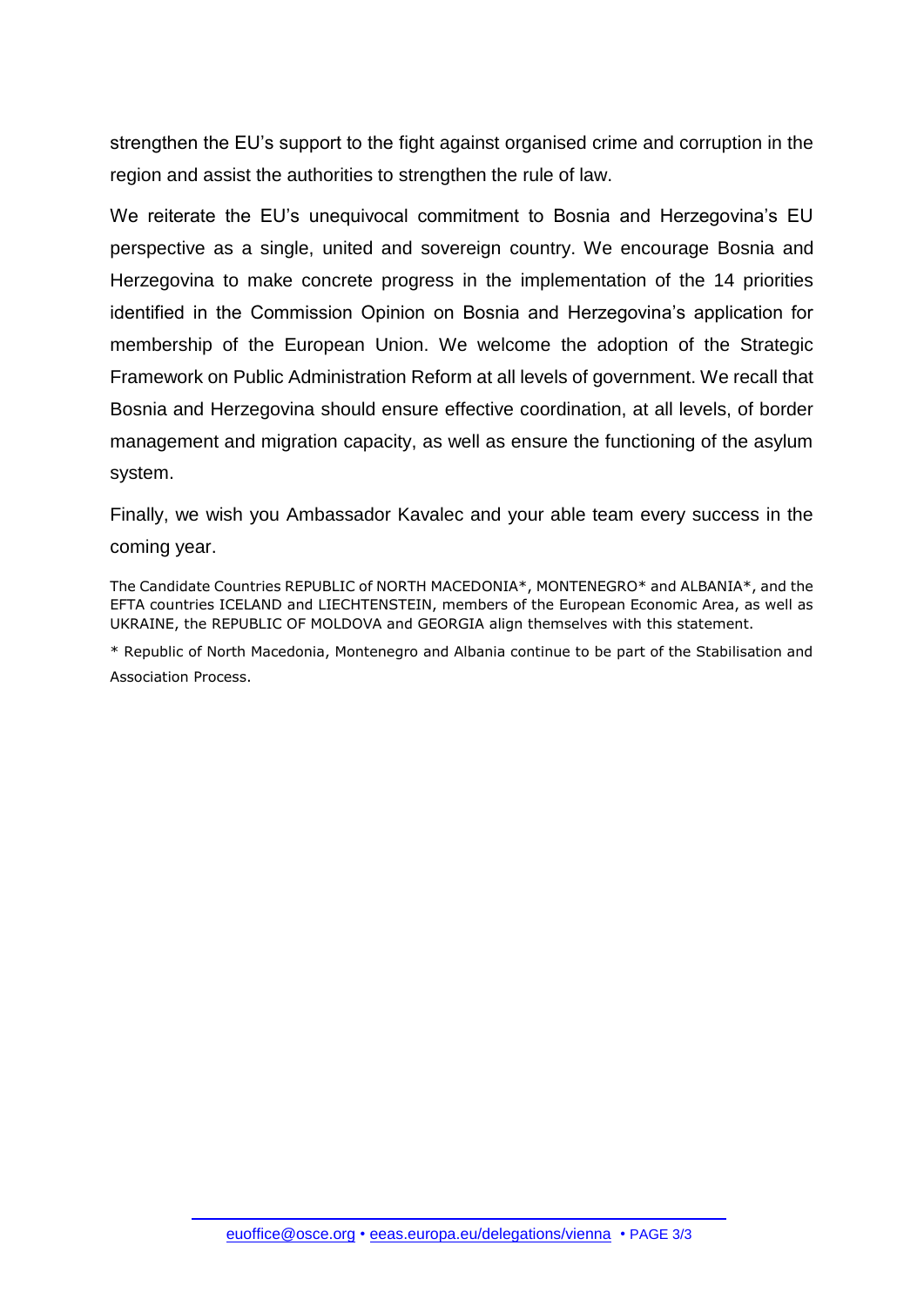strengthen the EU's support to the fight against organised crime and corruption in the region and assist the authorities to strengthen the rule of law.

We reiterate the EU's unequivocal commitment to Bosnia and Herzegovina's EU perspective as a single, united and sovereign country. We encourage Bosnia and Herzegovina to make concrete progress in the implementation of the 14 priorities identified in the Commission Opinion on Bosnia and Herzegovina's application for membership of the European Union. We welcome the adoption of the Strategic Framework on Public Administration Reform at all levels of government. We recall that Bosnia and Herzegovina should ensure effective coordination, at all levels, of border management and migration capacity, as well as ensure the functioning of the asylum system.

Finally, we wish you Ambassador Kavalec and your able team every success in the coming year.

The Candidate Countries REPUBLIC of NORTH MACEDONIA*, MONTENEGRO* and ALBANIA*, and the EFTA countries ICELAND and LIECHTENSTEIN, members of the European Economic Area, as well as UKRAINE, the REPUBLIC OF MOLDOVA and GEORGIA align themselves with this statement.

* Republic of North Macedonia, Montenegro and Albania continue to be part of the Stabilisation and Association Process.